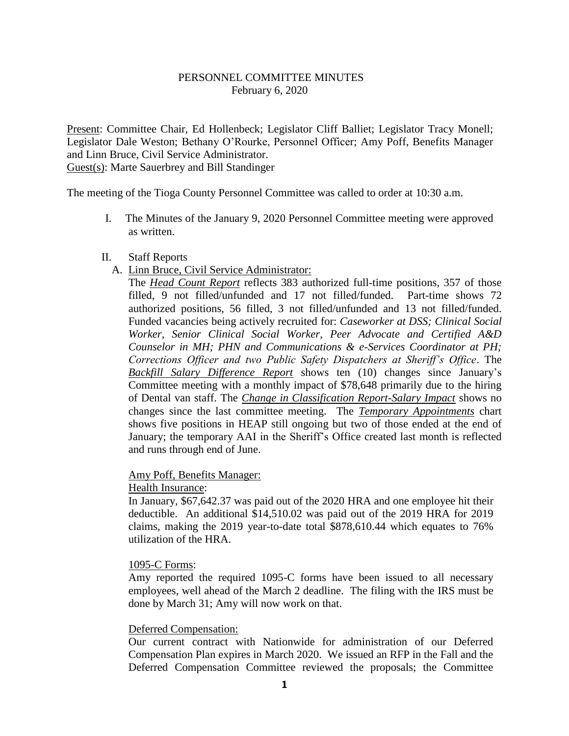# PERSONNEL COMMITTEE MINUTES
February 6, 2020

Present: Committee Chair, Ed Hollenbeck; Legislator Cliff Balliet; Legislator Tracy Monell; Legislator Dale Weston; Bethany O'Rourke, Personnel Officer; Amy Poff, Benefits Manager and Linn Bruce, Civil Service Administrator.
Guest(s): Marte Sauerbrey and Bill Standinger

The meeting of the Tioga County Personnel Committee was called to order at 10:30 a.m.

I. The Minutes of the January 9, 2020 Personnel Committee meeting were approved as written.

II. Staff Reports

A. Linn Bruce, Civil Service Administrator:

The ***Head Count Report*** reflects 383 authorized full-time positions, 357 of those filled, 9 not filled/unfunded and 17 not filled/funded. Part-time shows 72 authorized positions, 56 filled, 3 not filled/unfunded and 13 not filled/funded. Funded vacancies being actively recruited for: *Caseworker at DSS; Clinical Social Worker, Senior Clinical Social Worker, Peer Advocate and Certified A&D Counselor in MH; PHN and Communications & e-Services Coordinator at PH; Corrections Officer and two Public Safety Dispatchers at Sheriff's Office*. The ***Backfill Salary Difference Report*** shows ten (10) changes since January's Committee meeting with a monthly impact of $78,648 primarily due to the hiring of Dental van staff. The ***Change in Classification Report-Salary Impact*** shows no changes since the last committee meeting. The ***Temporary Appointments*** chart shows five positions in HEAP still ongoing but two of those ended at the end of January; the temporary AAI in the Sheriff's Office created last month is reflected and runs through end of June.

Amy Poff, Benefits Manager:

Health Insurance:

In January, $67,642.37 was paid out of the 2020 HRA and one employee hit their deductible. An additional $14,510.02 was paid out of the 2019 HRA for 2019 claims, making the 2019 year-to-date total $878,610.44 which equates to 76% utilization of the HRA.

1095-C Forms:

Amy reported the required 1095-C forms have been issued to all necessary employees, well ahead of the March 2 deadline. The filing with the IRS must be done by March 31; Amy will now work on that.

Deferred Compensation:

Our current contract with Nationwide for administration of our Deferred Compensation Plan expires in March 2020. We issued an RFP in the Fall and the Deferred Compensation Committee reviewed the proposals; the Committee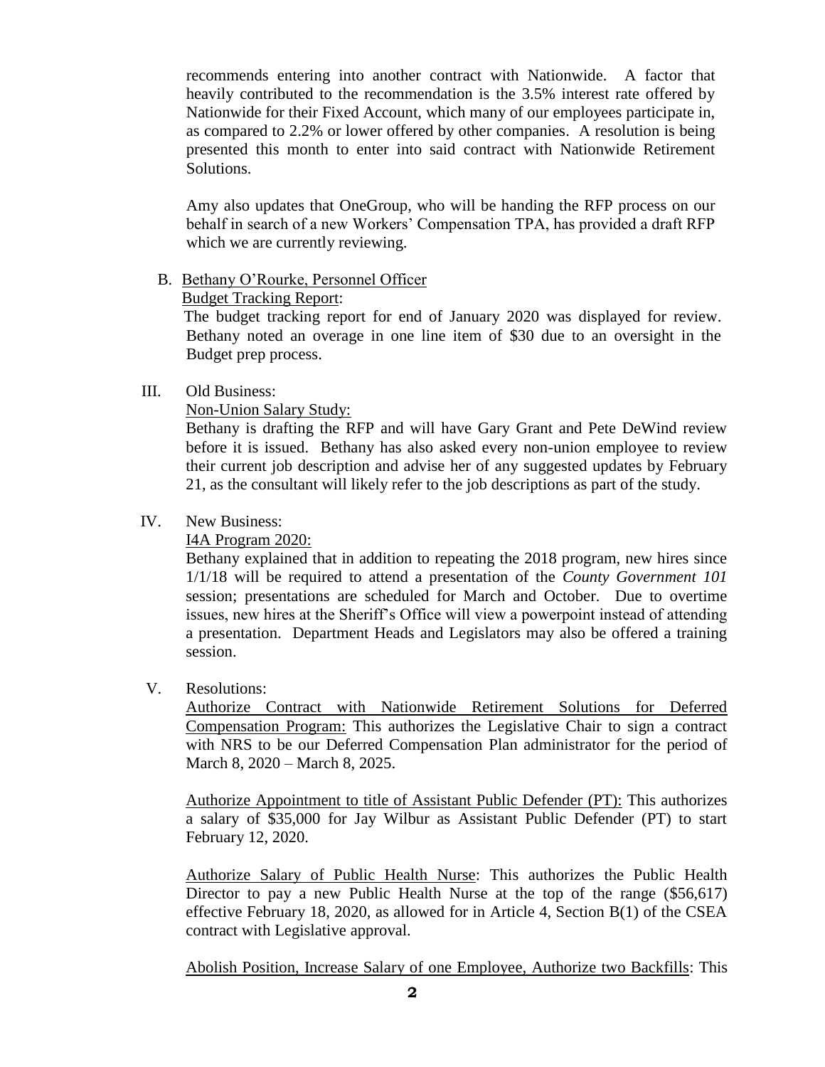recommends entering into another contract with Nationwide. A factor that heavily contributed to the recommendation is the 3.5% interest rate offered by Nationwide for their Fixed Account, which many of our employees participate in, as compared to 2.2% or lower offered by other companies. A resolution is being presented this month to enter into said contract with Nationwide Retirement Solutions.

Amy also updates that OneGroup, who will be handing the RFP process on our behalf in search of a new Workers' Compensation TPA, has provided a draft RFP which we are currently reviewing.

B. Bethany O'Rourke, Personnel Officer

Budget Tracking Report:

The budget tracking report for end of January 2020 was displayed for review. Bethany noted an overage in one line item of $30 due to an oversight in the Budget prep process.

III. Old Business:

Non-Union Salary Study:

Bethany is drafting the RFP and will have Gary Grant and Pete DeWind review before it is issued. Bethany has also asked every non-union employee to review their current job description and advise her of any suggested updates by February 21, as the consultant will likely refer to the job descriptions as part of the study.

IV. New Business:

I4A Program 2020:

Bethany explained that in addition to repeating the 2018 program, new hires since 1/1/18 will be required to attend a presentation of the *County Government 101* session; presentations are scheduled for March and October. Due to overtime issues, new hires at the Sheriff's Office will view a powerpoint instead of attending a presentation. Department Heads and Legislators may also be offered a training session.

V. Resolutions:

Authorize Contract with Nationwide Retirement Solutions for Deferred Compensation Program: This authorizes the Legislative Chair to sign a contract with NRS to be our Deferred Compensation Plan administrator for the period of March 8, 2020 – March 8, 2025.

Authorize Appointment to title of Assistant Public Defender (PT): This authorizes a salary of $35,000 for Jay Wilbur as Assistant Public Defender (PT) to start February 12, 2020.

Authorize Salary of Public Health Nurse: This authorizes the Public Health Director to pay a new Public Health Nurse at the top of the range ($56,617) effective February 18, 2020, as allowed for in Article 4, Section B(1) of the CSEA contract with Legislative approval.

Abolish Position, Increase Salary of one Employee, Authorize two Backfills: This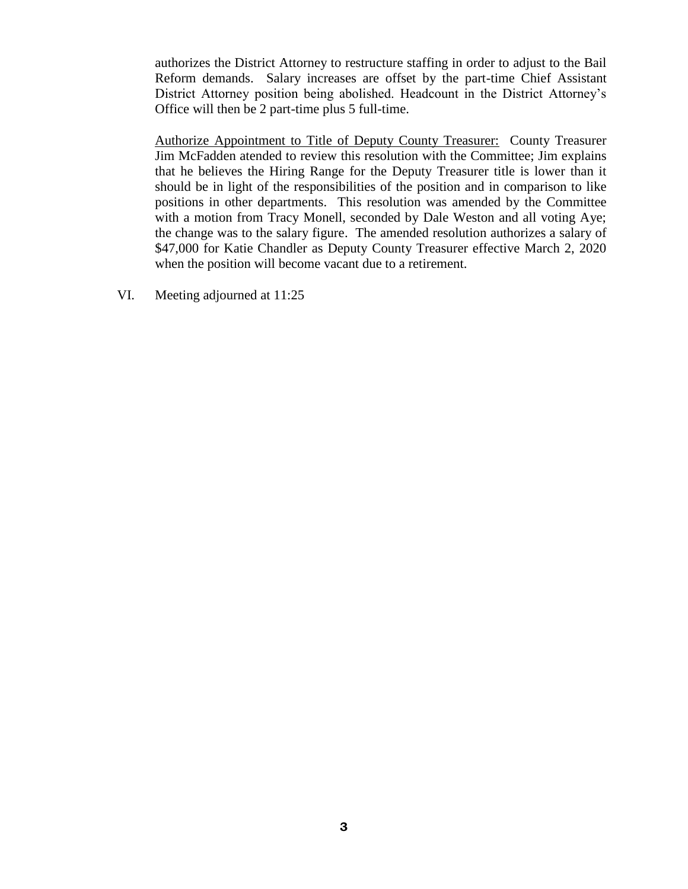authorizes the District Attorney to restructure staffing in order to adjust to the Bail Reform demands. Salary increases are offset by the part-time Chief Assistant District Attorney position being abolished. Headcount in the District Attorney's Office will then be 2 part-time plus 5 full-time.

<u>Authorize Appointment to Title of Deputy County Treasurer:</u> County Treasurer Jim McFadden atended to review this resolution with the Committee; Jim explains that he believes the Hiring Range for the Deputy Treasurer title is lower than it should be in light of the responsibilities of the position and in comparison to like positions in other departments. This resolution was amended by the Committee with a motion from Tracy Monell, seconded by Dale Weston and all voting Aye; the change was to the salary figure. The amended resolution authorizes a salary of $47,000 for Katie Chandler as Deputy County Treasurer effective March 2, 2020 when the position will become vacant due to a retirement.

VI. Meeting adjourned at 11:25